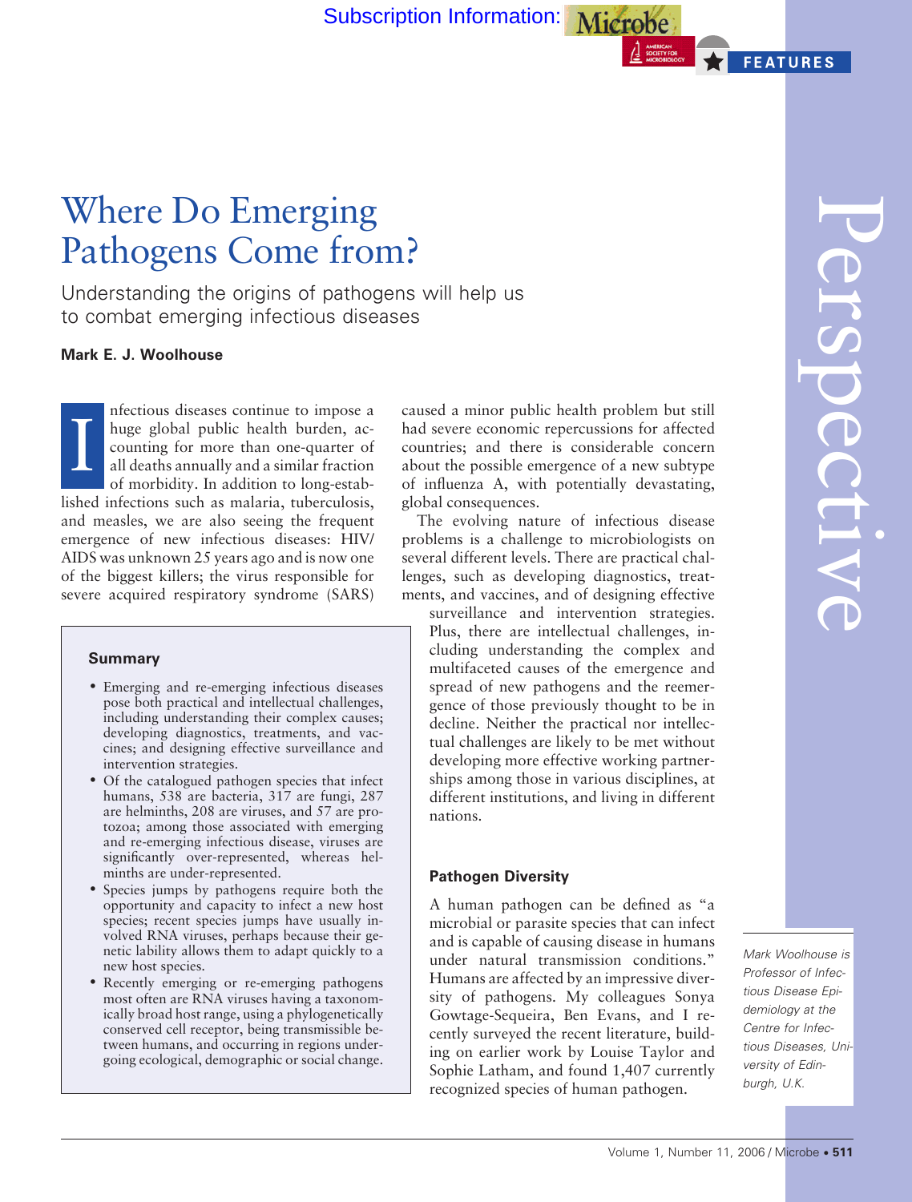# Where Do Emerging Pathogens Come from?

Understanding the origins of pathogens will help us to combat emerging infectious diseases

**Mark E. J. Woolhouse**

Infectious diseases continue to impose a huge global public health burden, accounting for more than one-quarter of all deaths annually and a similar fraction of morbidity. In addition to long-established infections such as malaria, tuberculosis, and measles, we are also seeing the frequent emergence of new infectious diseases: HIV/AIDS was unknown 25 years ago and is now one of the biggest killers; the virus responsible for severe acquired respiratory syndrome (SARS) caused a minor public health problem but still had severe economic repercussions for affected countries; and there is considerable concern about the possible emergence of a new subtype of influenza A, with potentially devastating, global consequences.

The evolving nature of infectious disease problems is a challenge to microbiologists on several different levels. There are practical challenges, such as developing diagnostics, treatments, and vaccines, and of designing effective surveillance and intervention strategies. Plus, there are intellectual challenges, including understanding the complex and multifaceted causes of the emergence and spread of new pathogens and the reemergence of those previously thought to be in decline. Neither the practical nor intellectual challenges are likely to be met without developing more effective working partnerships among those in various disciplines, at different institutions, and living in different nations.

### Summary

- Emerging and re-emerging infectious diseases pose both practical and intellectual challenges, including understanding their complex causes; developing diagnostics, treatments, and vaccines; and designing effective surveillance and intervention strategies.
- Of the catalogued pathogen species that infect humans, 538 are bacteria, 317 are fungi, 287 are helminths, 208 are viruses, and 57 are protozoa; among those associated with emerging and re-emerging infectious disease, viruses are significantly over-represented, whereas helminths are under-represented.
- Species jumps by pathogens require both the opportunity and capacity to infect a new host species; recent species jumps have usually involved RNA viruses, perhaps because their genetic lability allows them to adapt quickly to a new host species.
- Recently emerging or re-emerging pathogens most often are RNA viruses having a taxonomically broad host range, using a phylogenetically conserved cell receptor, being transmissible between humans, and occurring in regions undergoing ecological, demographic or social change.

## Pathogen Diversity

A human pathogen can be defined as "a microbial or parasite species that can infect and is capable of causing disease in humans under natural transmission conditions." Humans are affected by an impressive diversity of pathogens. My colleagues Sonya Gowtage-Sequeira, Ben Evans, and I recently surveyed the recent literature, building on earlier work by Louise Taylor and Sophie Latham, and found 1,407 currently recognized species of human pathogen.

*Mark Woolhouse is Professor of Infectious Disease Epidemiology at the Centre for Infectious Diseases, University of Edinburgh, U.K.*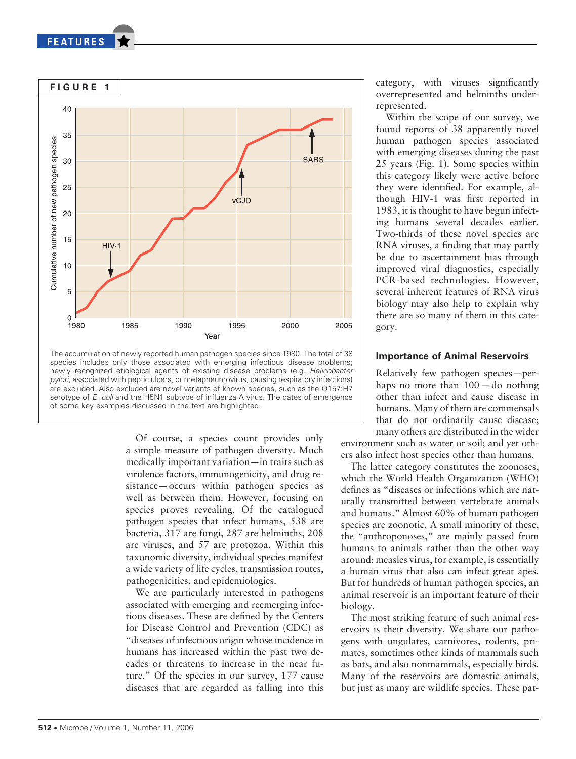FIGURE 1

The accumulation of newly reported human pathogen species since 1980. The total of 38 species includes only those associated with emerging infectious disease problems; newly recognized etiological agents of existing disease problems (e.g. *Helicobacter pylori*, associated with peptic ulcers, or metapneumovirus, causing respiratory infections) are excluded. Also excluded are novel variants of known species, such as the O157:H7 serotype of *E. coli* and the H5N1 subtype of influenza A virus. The dates of emergence of some key examples discussed in the text are highlighted.

Of course, a species count provides only a simple measure of pathogen diversity. Much medically important variation—in traits such as virulence factors, immunogenicity, and drug resistance—occurs within pathogen species as well as between them. However, focusing on species proves revealing. Of the catalogued pathogen species that infect humans, 538 are bacteria, 317 are fungi, 287 are helminths, 208 are viruses, and 57 are protozoa. Within this taxonomic diversity, individual species manifest a wide variety of life cycles, transmission routes, pathogenicities, and epidemiologies.

We are particularly interested in pathogens associated with emerging and reemerging infectious diseases. These are defined by the Centers for Disease Control and Prevention (CDC) as "diseases of infectious origin whose incidence in humans has increased within the past two decades or threatens to increase in the near future." Of the species in our survey, 177 cause diseases that are regarded as falling into this category, with viruses significantly overrepresented and helminths underrepresented.

Within the scope of our survey, we found reports of 38 apparently novel human pathogen species associated with emerging diseases during the past 25 years (Fig. 1). Some species within this category likely were active before they were identified. For example, although HIV-1 was first reported in 1983, it is thought to have begun infecting humans several decades earlier. Two-thirds of these novel species are RNA viruses, a finding that may partly be due to ascertainment bias through improved viral diagnostics, especially PCR-based technologies. However, several inherent features of RNA virus biology may also help to explain why there are so many of them in this category.

## Importance of Animal Reservoirs

Relatively few pathogen species—perhaps no more than 100—do nothing other than infect and cause disease in humans. Many of them are commensals that do not ordinarily cause disease; many others are distributed in the wider environment such as water or soil; and yet others also infect host species other than humans.

The latter category constitutes the zoonoses, which the World Health Organization (WHO) defines as "diseases or infections which are naturally transmitted between vertebrate animals and humans." Almost 60% of human pathogen species are zoonotic. A small minority of these, the "anthroponoses," are mainly passed from humans to animals rather than the other way around: measles virus, for example, is essentially a human virus that also can infect great apes. But for hundreds of human pathogen species, an animal reservoir is an important feature of their biology.

The most striking feature of such animal reservoirs is their diversity. We share our pathogens with ungulates, carnivores, rodents, primates, sometimes other kinds of mammals such as bats, and also nonmammals, especially birds. Many of the reservoirs are domestic animals, but just as many are wildlife species. These pat-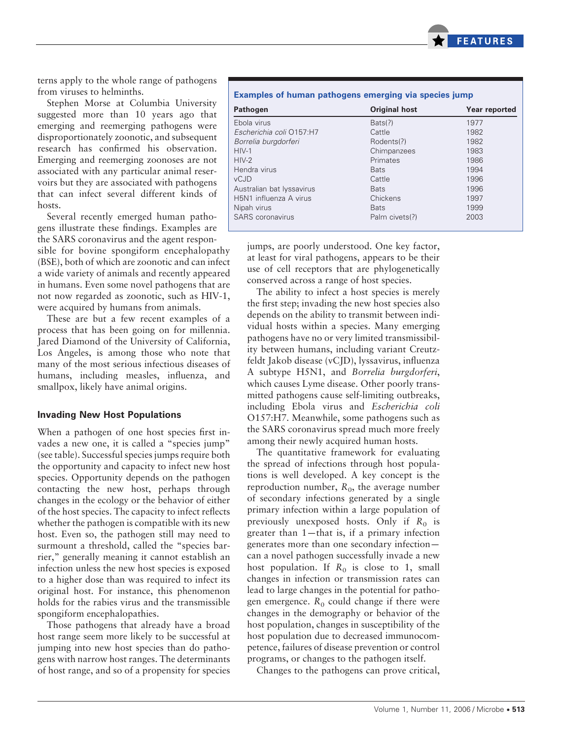terns apply to the whole range of pathogens from viruses to helminths.

Stephen Morse at Columbia University suggested more than 10 years ago that emerging and reemerging pathogens were disproportionately zoonotic, and subsequent research has confirmed his observation. Emerging and reemerging zoonoses are not associated with any particular animal reservoirs but they are associated with pathogens that can infect several different kinds of hosts.

Several recently emerged human pathogens illustrate these findings. Examples are the SARS coronavirus and the agent responsible for bovine spongiform encephalopathy (BSE), both of which are zoonotic and can infect a wide variety of animals and recently appeared in humans. Even some novel pathogens that are not now regarded as zoonotic, such as HIV-1, were acquired by humans from animals.

These are but a few recent examples of a process that has been going on for millennia. Jared Diamond of the University of California, Los Angeles, is among those who note that many of the most serious infectious diseases of humans, including measles, influenza, and smallpox, likely have animal origins.

**Examples of human pathogens emerging via species jump**

| Pathogen | Original host | Year reported |
| --- | --- | --- |
| Ebola virus | Bats(?) | 1977 |
| *Escherichia coli* O157:H7 | Cattle | 1982 |
| *Borrelia burgdorferi* | Rodents(?) | 1982 |
| HIV-1 | Chimpanzees | 1983 |
| HIV-2 | Primates | 1986 |
| Hendra virus | Bats | 1994 |
| vCJD | Cattle | 1996 |
| Australian bat lyssavirus | Bats | 1996 |
| H5N1 influenza A virus | Chickens | 1997 |
| Nipah virus | Bats | 1999 |
| SARS coronavirus | Palm civets(?) | 2003 |

### Invading New Host Populations

When a pathogen of one host species first invades a new one, it is called a "species jump" (see table). Successful species jumps require both the opportunity and capacity to infect new host species. Opportunity depends on the pathogen contacting the new host, perhaps through changes in the ecology or the behavior of either of the host species. The capacity to infect reflects whether the pathogen is compatible with its new host. Even so, the pathogen still may need to surmount a threshold, called the "species barrier," generally meaning it cannot establish an infection unless the new host species is exposed to a higher dose than was required to infect its original host. For instance, this phenomenon holds for the rabies virus and the transmissible spongiform encephalopathies.

Those pathogens that already have a broad host range seem more likely to be successful at jumping into new host species than do pathogens with narrow host ranges. The determinants of host range, and so of a propensity for species jumps, are poorly understood. One key factor, at least for viral pathogens, appears to be their use of cell receptors that are phylogenetically conserved across a range of host species.

The ability to infect a host species is merely the first step; invading the new host species also depends on the ability to transmit between individual hosts within a species. Many emerging pathogens have no or very limited transmissibility between humans, including variant Creutzfeldt Jakob disease (vCJD), lyssavirus, influenza A subtype H5N1, and *Borrelia burgdorferi*, which causes Lyme disease. Other poorly transmitted pathogens cause self-limiting outbreaks, including Ebola virus and *Escherichia coli* O157:H7. Meanwhile, some pathogens such as the SARS coronavirus spread much more freely among their newly acquired human hosts.

The quantitative framework for evaluating the spread of infections through host populations is well developed. A key concept is the reproduction number, $R_0$, the average number of secondary infections generated by a single primary infection within a large population of previously unexposed hosts. Only if $R_0$ is greater than 1—that is, if a primary infection generates more than one secondary infection—can a novel pathogen successfully invade a new host population. If $R_0$ is close to 1, small changes in infection or transmission rates can lead to large changes in the potential for pathogen emergence. $R_0$ could change if there were changes in the demography or behavior of the host population, changes in susceptibility of the host population due to decreased immunocompetence, failures of disease prevention or control programs, or changes to the pathogen itself.

Changes to the pathogens can prove critical,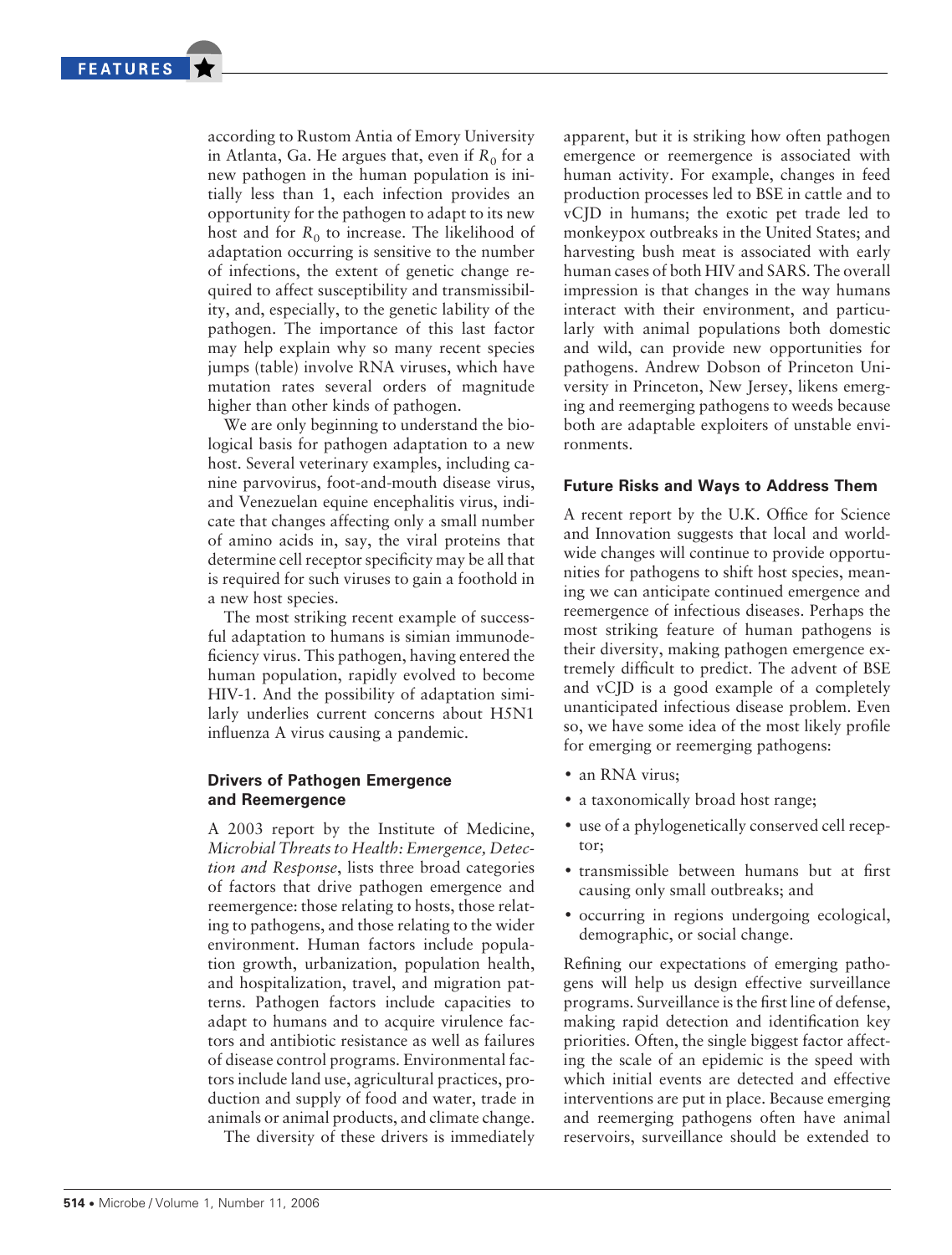according to Rustom Antia of Emory University in Atlanta, Ga. He argues that, even if $R_0$ for a new pathogen in the human population is initially less than 1, each infection provides an opportunity for the pathogen to adapt to its new host and for $R_0$ to increase. The likelihood of adaptation occurring is sensitive to the number of infections, the extent of genetic change required to affect susceptibility and transmissibility, and, especially, to the genetic lability of the pathogen. The importance of this last factor may help explain why so many recent species jumps (table) involve RNA viruses, which have mutation rates several orders of magnitude higher than other kinds of pathogen.

We are only beginning to understand the biological basis for pathogen adaptation to a new host. Several veterinary examples, including canine parvovirus, foot-and-mouth disease virus, and Venezuelan equine encephalitis virus, indicate that changes affecting only a small number of amino acids in, say, the viral proteins that determine cell receptor specificity may be all that is required for such viruses to gain a foothold in a new host species.

The most striking recent example of successful adaptation to humans is simian immunodeficiency virus. This pathogen, having entered the human population, rapidly evolved to become HIV-1. And the possibility of adaptation similarly underlies current concerns about H5N1 influenza A virus causing a pandemic.

### Drivers of Pathogen Emergence and Reemergence

A 2003 report by the Institute of Medicine, *Microbial Threats to Health: Emergence, Detection and Response*, lists three broad categories of factors that drive pathogen emergence and reemergence: those relating to hosts, those relating to pathogens, and those relating to the wider environment. Human factors include population growth, urbanization, population health, and hospitalization, travel, and migration patterns. Pathogen factors include capacities to adapt to humans and to acquire virulence factors and antibiotic resistance as well as failures of disease control programs. Environmental factors include land use, agricultural practices, production and supply of food and water, trade in animals or animal products, and climate change.

The diversity of these drivers is immediately apparent, but it is striking how often pathogen emergence or reemergence is associated with human activity. For example, changes in feed production processes led to BSE in cattle and to vCJD in humans; the exotic pet trade led to monkeypox outbreaks in the United States; and harvesting bush meat is associated with early human cases of both HIV and SARS. The overall impression is that changes in the way humans interact with their environment, and particularly with animal populations both domestic and wild, can provide new opportunities for pathogens. Andrew Dobson of Princeton University in Princeton, New Jersey, likens emerging and reemerging pathogens to weeds because both are adaptable exploiters of unstable environments.

### Future Risks and Ways to Address Them

A recent report by the U.K. Office for Science and Innovation suggests that local and worldwide changes will continue to provide opportunities for pathogens to shift host species, meaning we can anticipate continued emergence and reemergence of infectious diseases. Perhaps the most striking feature of human pathogens is their diversity, making pathogen emergence extremely difficult to predict. The advent of BSE and vCJD is a good example of a completely unanticipated infectious disease problem. Even so, we have some idea of the most likely profile for emerging or reemerging pathogens:

- an RNA virus;
- a taxonomically broad host range;
- use of a phylogenetically conserved cell receptor;
- transmissible between humans but at first causing only small outbreaks; and
- occurring in regions undergoing ecological, demographic, or social change.

Refining our expectations of emerging pathogens will help us design effective surveillance programs. Surveillance is the first line of defense, making rapid detection and identification key priorities. Often, the single biggest factor affecting the scale of an epidemic is the speed with which initial events are detected and effective interventions are put in place. Because emerging and reemerging pathogens often have animal reservoirs, surveillance should be extended to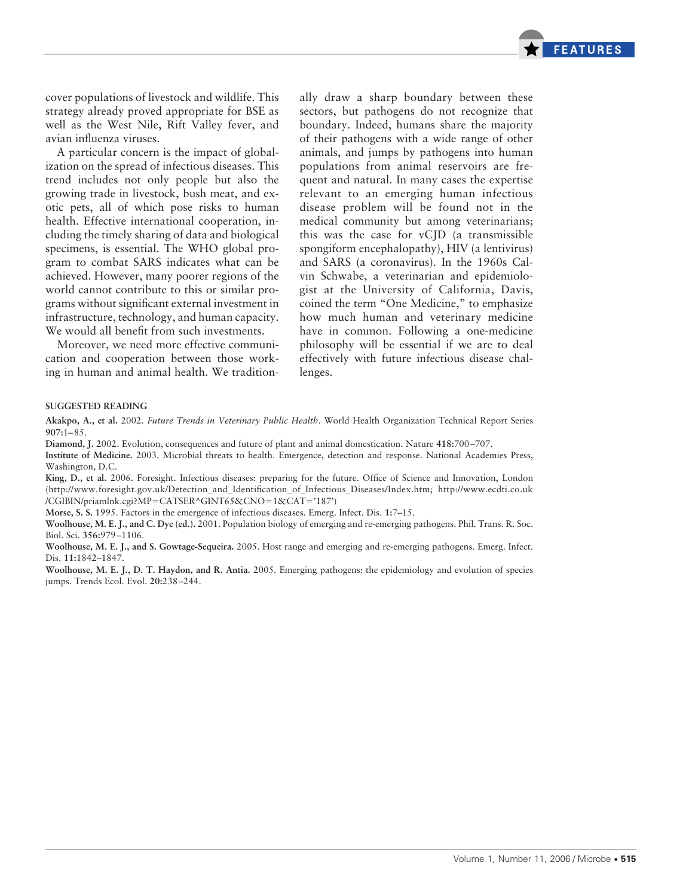cover populations of livestock and wildlife. This strategy already proved appropriate for BSE as well as the West Nile, Rift Valley fever, and avian influenza viruses.

A particular concern is the impact of globalization on the spread of infectious diseases. This trend includes not only people but also the growing trade in livestock, bush meat, and exotic pets, all of which pose risks to human health. Effective international cooperation, including the timely sharing of data and biological specimens, is essential. The WHO global program to combat SARS indicates what can be achieved. However, many poorer regions of the world cannot contribute to this or similar programs without significant external investment in infrastructure, technology, and human capacity. We would all benefit from such investments.

Moreover, we need more effective communication and cooperation between those working in human and animal health. We traditionally draw a sharp boundary between these sectors, but pathogens do not recognize that boundary. Indeed, humans share the majority of their pathogens with a wide range of other animals, and jumps by pathogens into human populations from animal reservoirs are frequent and natural. In many cases the expertise relevant to an emerging human infectious disease problem will be found not in the medical community but among veterinarians; this was the case for vCJD (a transmissible spongiform encephalopathy), HIV (a lentivirus) and SARS (a coronavirus). In the 1960s Calvin Schwabe, a veterinarian and epidemiologist at the University of California, Davis, coined the term "One Medicine," to emphasize how much human and veterinary medicine have in common. Following a one-medicine philosophy will be essential if we are to deal effectively with future infectious disease challenges.

### SUGGESTED READING

**Akakpo, A., et al.** 2002. *Future Trends in Veterinary Public Health*. World Health Organization Technical Report Series **907:**1–85.

**Diamond, J.** 2002. Evolution, consequences and future of plant and animal domestication. Nature **418:**700–707.

**Institute of Medicine.** 2003. Microbial threats to health. Emergence, detection and response. National Academies Press, Washington, D.C.

**King, D., et al.** 2006. Foresight. Infectious diseases: preparing for the future. Office of Science and Innovation, London (http://www.foresight.gov.uk/Detection_and_Identification_of_Infectious_Diseases/Index.htm; http://www.ecdti.co.uk/CGIBIN/priamlnk.cgi?MP=CATSER^GINT65&CNO=1&CAT='187')

**Morse, S. S.** 1995. Factors in the emergence of infectious diseases. Emerg. Infect. Dis. **1:**7–15.

**Woolhouse, M. E. J., and C. Dye (ed.).** 2001. Population biology of emerging and re-emerging pathogens. Phil. Trans. R. Soc. Biol. Sci. **356:**979–1106.

**Woolhouse, M. E. J., and S. Gowtage-Sequeira.** 2005. Host range and emerging and re-emerging pathogens. Emerg. Infect. Dis. **11:**1842–1847.

**Woolhouse, M. E. J., D. T. Haydon, and R. Antia.** 2005. Emerging pathogens: the epidemiology and evolution of species jumps. Trends Ecol. Evol. **20:**238–244.